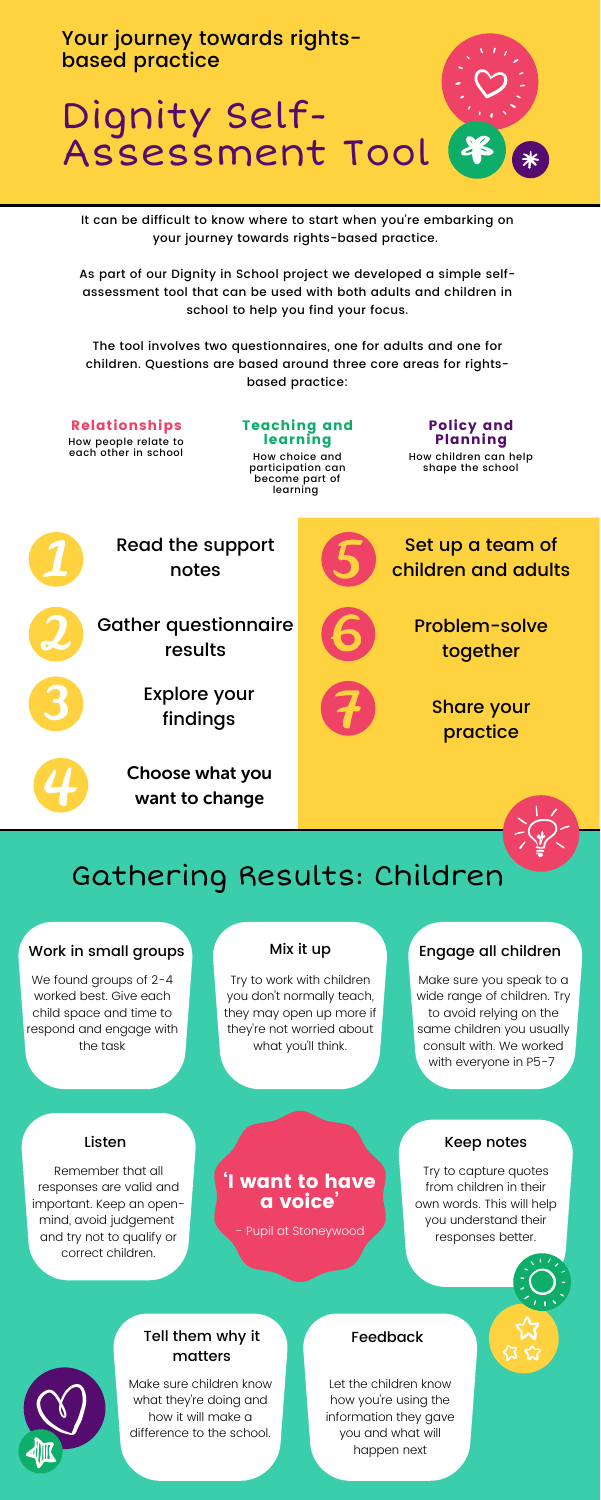## Your journey towards rights-based practice

# Dignity Self-Assessment Tool

It can be difficult to know where to start when you're embarking on your journey towards rights-based practice.

As part of our Dignity in School project we developed a simple self-assessment tool that can be used with both adults and children in school to help you find your focus.

The tool involves two questionnaires, one for adults and one for children. Questions are based around three core areas for rights-based practice:

**Relationships**
How people relate to each other in school

**Teaching and learning**
How choice and participation can become part of learning

**Policy and Planning**
How children can help shape the school

1. Read the support notes
2. Gather questionnaire results
3. Explore your findings
4. Choose what you want to change
5. Set up a team of children and adults
6. Problem-solve together
7. Share your practice

# Gathering Results: Children

### Work in small groups

We found groups of 2-4 worked best. Give each child space and time to respond and engage with the task

### Mix it up

Try to work with children you don't normally teach, they may open up more if they're not worried about what you'll think.

### Engage all children

Make sure you speak to a wide range of children. Try to avoid relying on the same children you usually consult with. We worked with everyone in P5-7

### Listen

Remember that all responses are valid and important. Keep an open-mind, avoid judgement and try not to qualify or correct children.

**'I want to have a voice'**

- Pupil at Stoneywood

### Keep notes

Try to capture quotes from children in their own words. This will help you understand their responses better.

### Tell them why it matters

Make sure children know what they're doing and how it will make a difference to the school.

### Feedback

Let the children know how you're using the information they gave you and what will happen next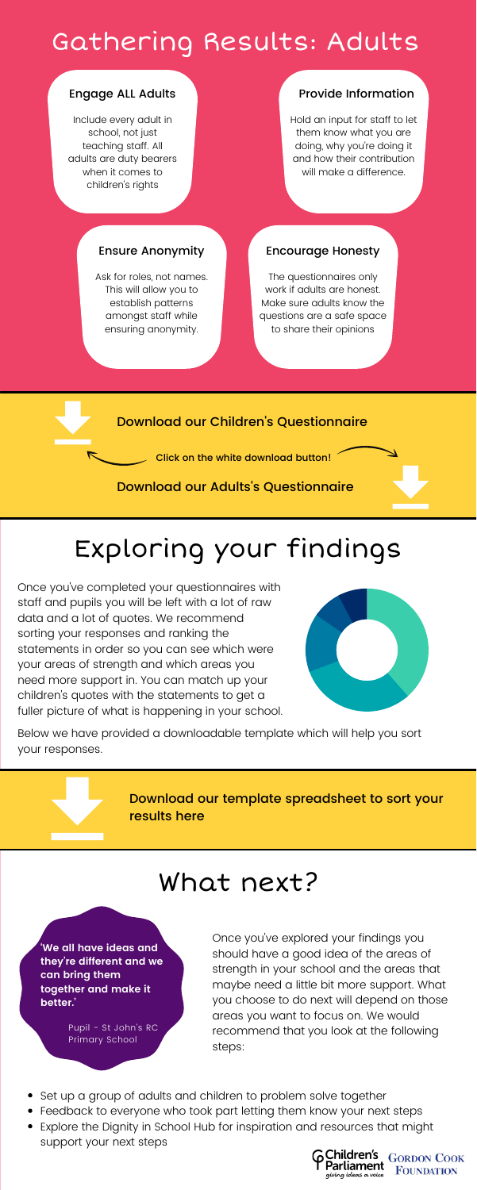# Gathering Results: Adults

### Engage ALL Adults

Include every adult in school, not just teaching staff. All adults are duty bearers when it comes to children's rights

### Provide Information

Hold an input for staff to let them know what you are doing, why you're doing it and how their contribution will make a difference.

### Ensure Anonymity

Ask for roles, not names. This will allow you to establish patterns amongst staff while ensuring anonymity.

### Encourage Honesty

The questionnaires only work if adults are honest. Make sure adults know the questions are a safe space to share their opinions

Download our Children's Questionnaire

Click on the white download button!

Download our Adults's Questionnaire

# Exploring your findings

Once you've completed your questionnaires with staff and pupils you will be left with a lot of raw data and a lot of quotes. We recommend sorting your responses and ranking the statements in order so you can see which were your areas of strength and which areas you need more support in. You can match up your children's quotes with the statements to get a fuller picture of what is happening in your school.

Below we have provided a downloadable template which will help you sort your responses.

Download our template spreadsheet to sort your results here

# What next?

**'We all have ideas and they're different and we can bring them together and make it better.'**

Pupil - St John's RC Primary School

Once you've explored your findings you should have a good idea of the areas of strength in your school and the areas that maybe need a little bit more support. What you choose to do next will depend on those areas you want to focus on. We would recommend that you look at the following steps:

- Set up a group of adults and children to problem solve together
- Feedback to everyone who took part letting them know your next steps
- Explore the Dignity in School Hub for inspiration and resources that might support your next steps

Children's Parliament *giving ideas a voice* Gordon Cook Foundation